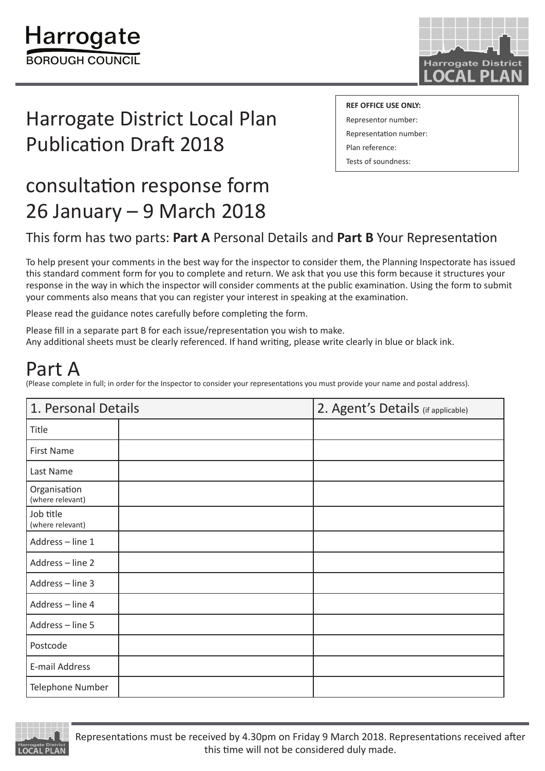Harrogate
BOROUGH COUNCIL

Harrogate District LOCAL PLAN

# Harrogate District Local Plan Publication Draft 2018

| REF OFFICE USE ONLY: |
|---|
| Representor number: |
| Representation number: |
| Plan reference: |
| Tests of soundness: |

# consultation response form 26 January – 9 March 2018

## This form has two parts: **Part A** Personal Details and **Part B** Your Representation

To help present your comments in the best way for the inspector to consider them, the Planning Inspectorate has issued this standard comment form for you to complete and return. We ask that you use this form because it structures your response in the way in which the inspector will consider comments at the public examination. Using the form to submit your comments also means that you can register your interest in speaking at the examination.

Please read the guidance notes carefully before completing the form.

Please fill in a separate part B for each issue/representation you wish to make.
Any additional sheets must be clearly referenced. If hand writing, please write clearly in blue or black ink.

# Part A

(Please complete in full; in order for the Inspector to consider your representations you must provide your name and postal address).

| 1. Personal Details | | 2. Agent's Details (if applicable) |
|---|---|---|
| Title | | |
| First Name | | |
| Last Name | | |
| Organisation (where relevant) | | |
| Job title (where relevant) | | |
| Address – line 1 | | |
| Address – line 2 | | |
| Address – line 3 | | |
| Address – line 4 | | |
| Address – line 5 | | |
| Postcode | | |
| E-mail Address | | |
| Telephone Number | | |

Representations must be received by 4.30pm on Friday 9 March 2018. Representations received after this time will not be considered duly made.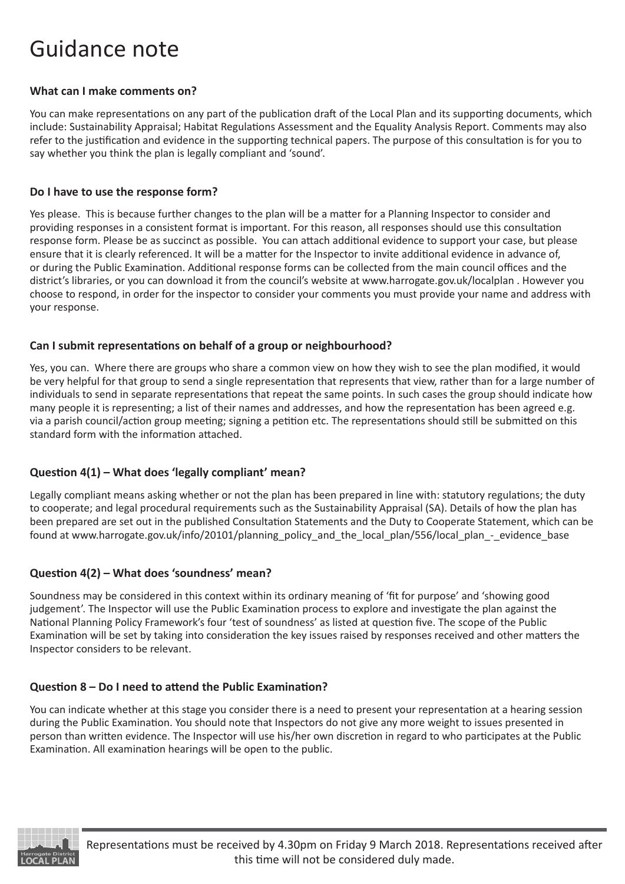# Guidance note

### What can I make comments on?

You can make representations on any part of the publication draft of the Local Plan and its supporting documents, which include: Sustainability Appraisal; Habitat Regulations Assessment and the Equality Analysis Report. Comments may also refer to the justification and evidence in the supporting technical papers. The purpose of this consultation is for you to say whether you think the plan is legally compliant and 'sound'.

### Do I have to use the response form?

Yes please. This is because further changes to the plan will be a matter for a Planning Inspector to consider and providing responses in a consistent format is important. For this reason, all responses should use this consultation response form. Please be as succinct as possible. You can attach additional evidence to support your case, but please ensure that it is clearly referenced. It will be a matter for the Inspector to invite additional evidence in advance of, or during the Public Examination. Additional response forms can be collected from the main council offices and the district's libraries, or you can download it from the council's website at www.harrogate.gov.uk/localplan . However you choose to respond, in order for the inspector to consider your comments you must provide your name and address with your response.

### Can I submit representations on behalf of a group or neighbourhood?

Yes, you can. Where there are groups who share a common view on how they wish to see the plan modified, it would be very helpful for that group to send a single representation that represents that view, rather than for a large number of individuals to send in separate representations that repeat the same points. In such cases the group should indicate how many people it is representing; a list of their names and addresses, and how the representation has been agreed e.g. via a parish council/action group meeting; signing a petition etc. The representations should still be submitted on this standard form with the information attached.

### Question 4(1) – What does 'legally compliant' mean?

Legally compliant means asking whether or not the plan has been prepared in line with: statutory regulations; the duty to cooperate; and legal procedural requirements such as the Sustainability Appraisal (SA). Details of how the plan has been prepared are set out in the published Consultation Statements and the Duty to Cooperate Statement, which can be found at www.harrogate.gov.uk/info/20101/planning_policy_and_the_local_plan/556/local_plan_-_evidence_base

### Question 4(2) – What does 'soundness' mean?

Soundness may be considered in this context within its ordinary meaning of 'fit for purpose' and 'showing good judgement'. The Inspector will use the Public Examination process to explore and investigate the plan against the National Planning Policy Framework's four 'test of soundness' as listed at question five. The scope of the Public Examination will be set by taking into consideration the key issues raised by responses received and other matters the Inspector considers to be relevant.

### Question 8 – Do I need to attend the Public Examination?

You can indicate whether at this stage you consider there is a need to present your representation at a hearing session during the Public Examination. You should note that Inspectors do not give any more weight to issues presented in person than written evidence. The Inspector will use his/her own discretion in regard to who participates at the Public Examination. All examination hearings will be open to the public.

Representations must be received by 4.30pm on Friday 9 March 2018. Representations received after this time will not be considered duly made.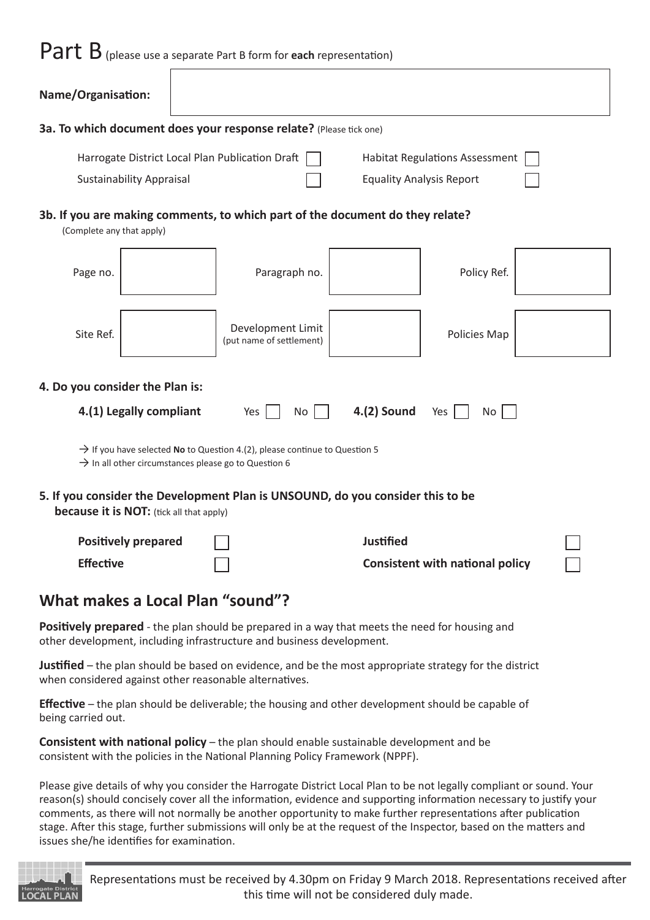# Part B (please use a separate Part B form for **each** representation)

**Name/Organisation:**

**3a. To which document does your response relate?** (Please tick one)

| | | | |
|---|---|---|---|
| Harrogate District Local Plan Publication Draft | ☐ | Habitat Regulations Assessment | ☐ |
| Sustainability Appraisal | ☐ | Equality Analysis Report | ☐ |

**3b. If you are making comments, to which part of the document do they relate?**
(Complete any that apply)

| | | | | | |
|---|---|---|---|---|---|
| Page no. | | Paragraph no. | | Policy Ref. | |
| Site Ref. | | Development Limit (put name of settlement) | | Policies Map | |

**4. Do you consider the Plan is:**

**4.(1) Legally compliant** Yes ☐ No ☐ **4.(2) Sound** Yes ☐ No ☐

→ If you have selected **No** to Question 4.(2), please continue to Question 5
→ In all other circumstances please go to Question 6

**5. If you consider the Development Plan is UNSOUND, do you consider this to be because it is NOT:** (tick all that apply)

| | | | |
|---|---|---|---|
| **Positively prepared** | ☐ | **Justified** | ☐ |
| **Effective** | ☐ | **Consistent with national policy** | ☐ |

## What makes a Local Plan "sound"?

**Positively prepared** - the plan should be prepared in a way that meets the need for housing and other development, including infrastructure and business development.

**Justified** – the plan should be based on evidence, and be the most appropriate strategy for the district when considered against other reasonable alternatives.

**Effective** – the plan should be deliverable; the housing and other development should be capable of being carried out.

**Consistent with national policy** – the plan should enable sustainable development and be consistent with the policies in the National Planning Policy Framework (NPPF).

Please give details of why you consider the Harrogate District Local Plan to be not legally compliant or sound. Your reason(s) should concisely cover all the information, evidence and supporting information necessary to justify your comments, as there will not normally be another opportunity to make further representations after publication stage. After this stage, further submissions will only be at the request of the Inspector, based on the matters and issues she/he identifies for examination.

Representations must be received by 4.30pm on Friday 9 March 2018. Representations received after this time will not be considered duly made.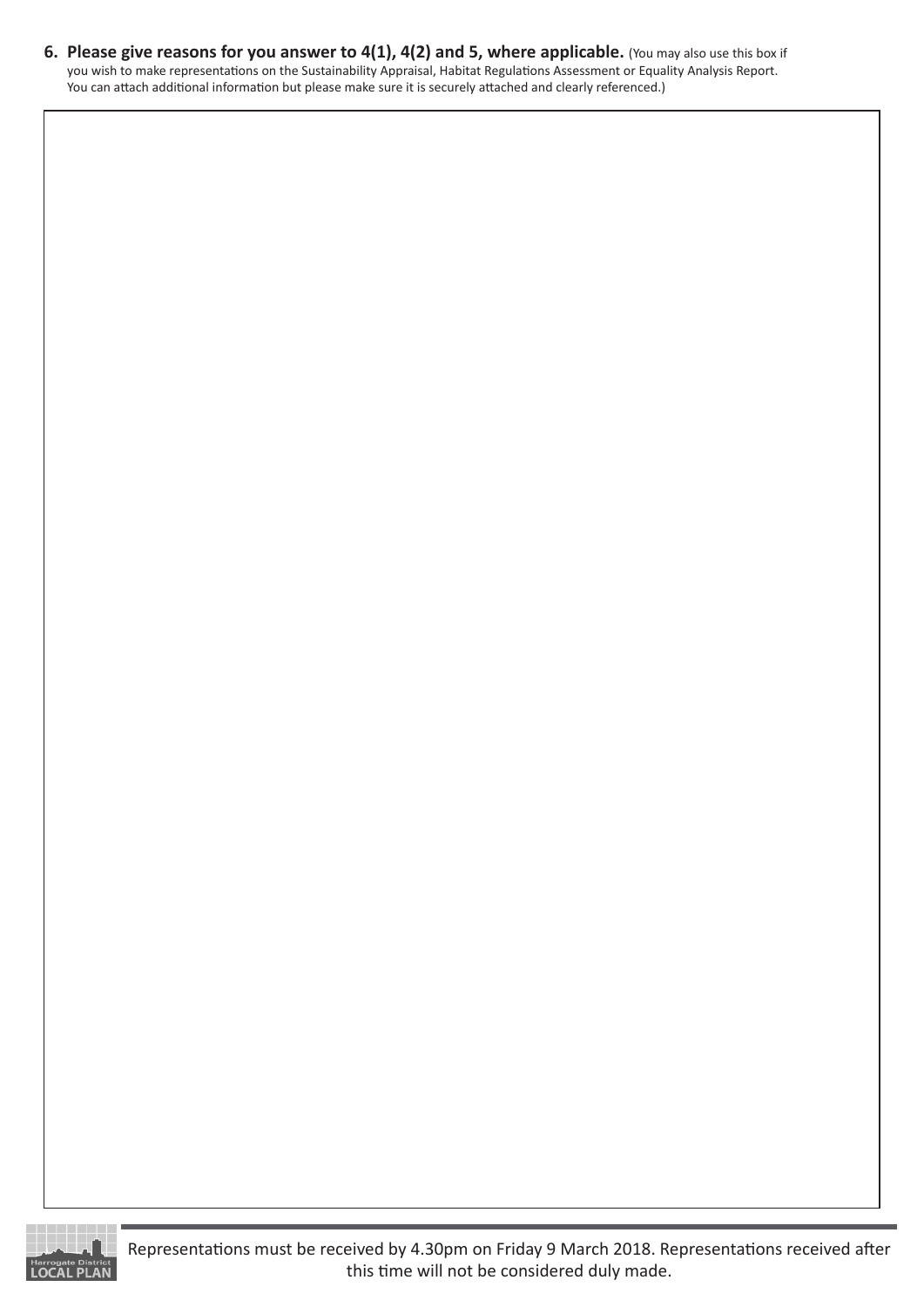**6. Please give reasons for you answer to 4(1), 4(2) and 5, where applicable.** (You may also use this box if you wish to make representations on the Sustainability Appraisal, Habitat Regulations Assessment or Equality Analysis Report. You can attach additional information but please make sure it is securely attached and clearly referenced.)

Representations must be received by 4.30pm on Friday 9 March 2018. Representations received after this time will not be considered duly made.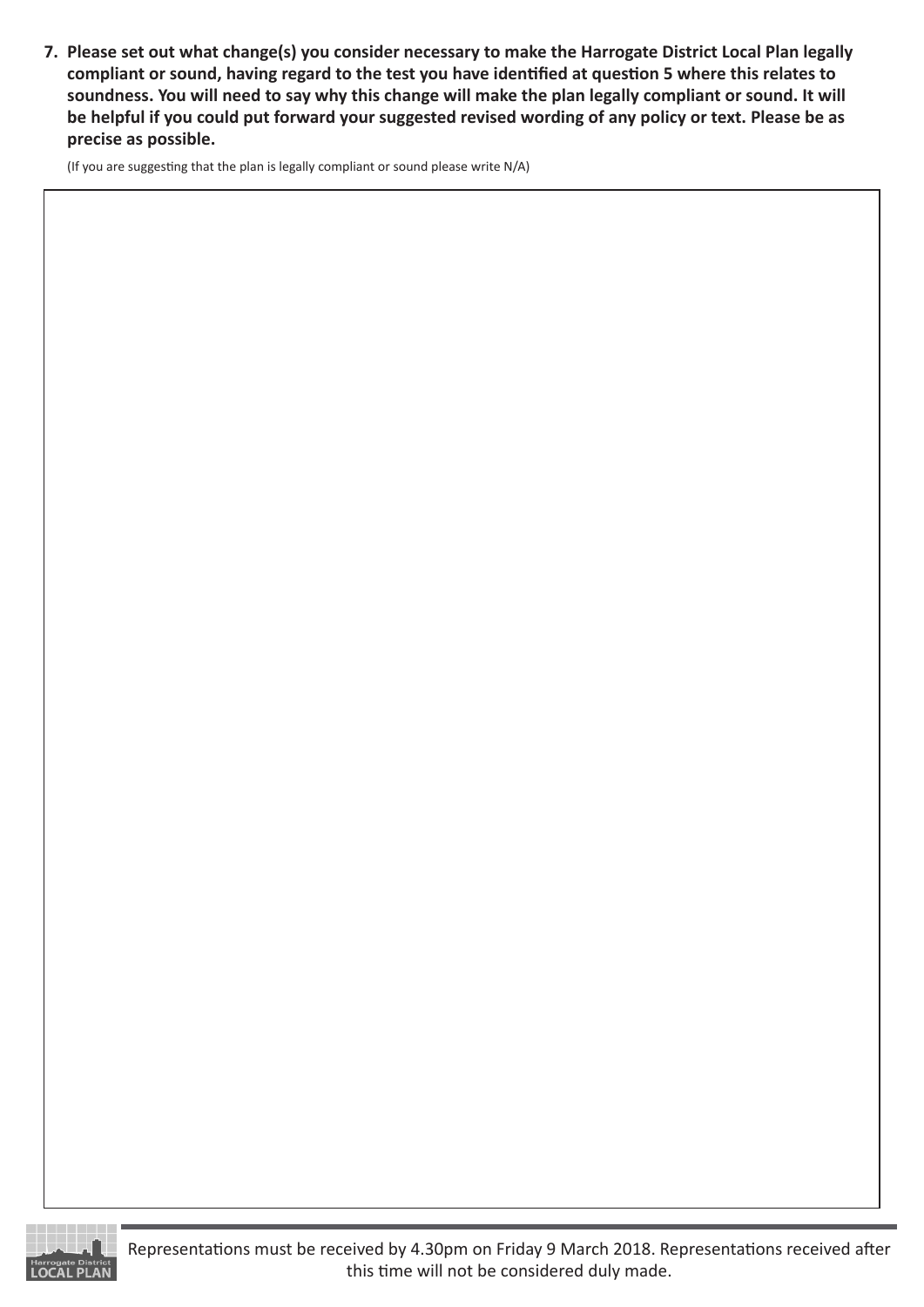**7. Please set out what change(s) you consider necessary to make the Harrogate District Local Plan legally compliant or sound, having regard to the test you have identified at question 5 where this relates to soundness. You will need to say why this change will make the plan legally compliant or sound. It will be helpful if you could put forward your suggested revised wording of any policy or text. Please be as precise as possible.**

(If you are suggesting that the plan is legally compliant or sound please write N/A)

Representations must be received by 4.30pm on Friday 9 March 2018. Representations received after this time will not be considered duly made.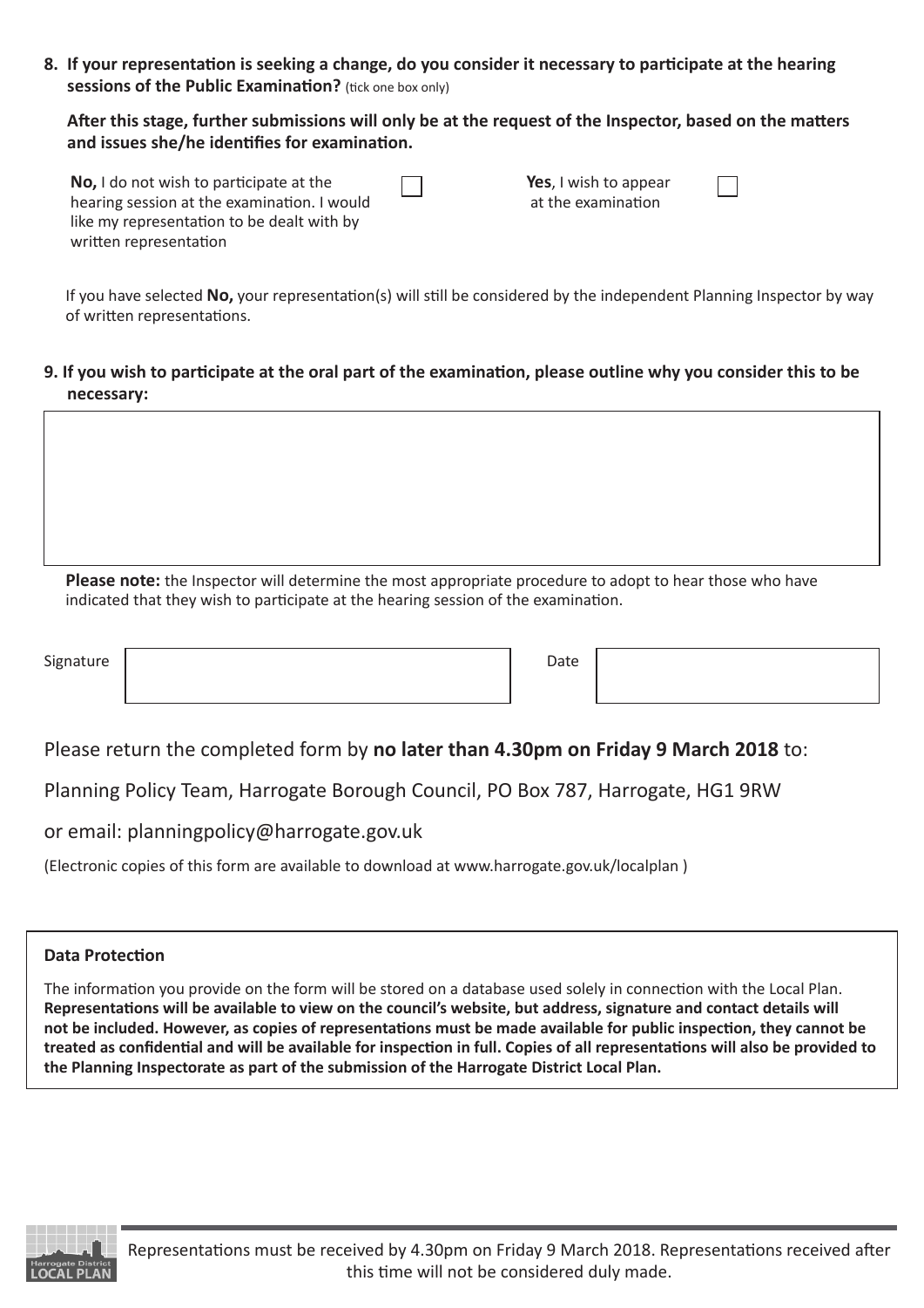**8. If your representation is seeking a change, do you consider it necessary to participate at the hearing sessions of the Public Examination?** (tick one box only)

**After this stage, further submissions will only be at the request of the Inspector, based on the matters and issues she/he identifies for examination.**

| | | | |
|---|---|---|---|
| **No,** I do not wish to participate at the hearing session at the examination. I would like my representation to be dealt with by written representation | ☐ | **Yes**, I wish to appear at the examination | ☐ |

If you have selected **No,** your representation(s) will still be considered by the independent Planning Inspector by way of written representations.

**9. If you wish to participate at the oral part of the examination, please outline why you consider this to be necessary:**

| |
|---|
| |

**Please note:** the Inspector will determine the most appropriate procedure to adopt to hear those who have indicated that they wish to participate at the hearing session of the examination.

| Signature | | Date | |
|---|---|---|---|

Please return the completed form by **no later than 4.30pm on Friday 9 March 2018** to:

Planning Policy Team, Harrogate Borough Council, PO Box 787, Harrogate, HG1 9RW

or email: planningpolicy@harrogate.gov.uk

(Electronic copies of this form are available to download at www.harrogate.gov.uk/localplan )

**Data Protection**

The information you provide on the form will be stored on a database used solely in connection with the Local Plan. **Representations will be available to view on the council's website, but address, signature and contact details will not be included. However, as copies of representations must be made available for public inspection, they cannot be treated as confidential and will be available for inspection in full. Copies of all representations will also be provided to the Planning Inspectorate as part of the submission of the Harrogate District Local Plan.**

Representations must be received by 4.30pm on Friday 9 March 2018. Representations received after this time will not be considered duly made.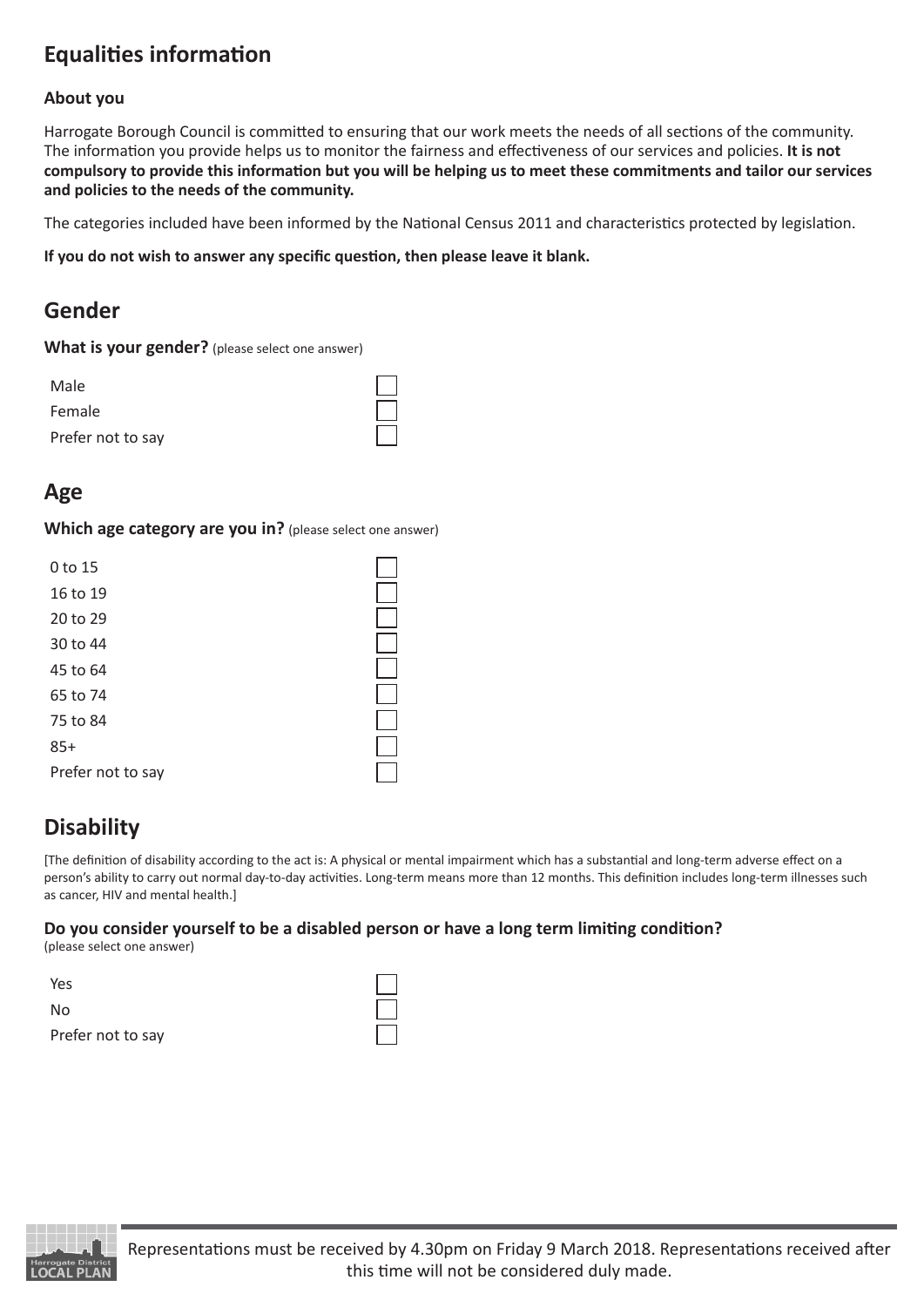## Equalities information

### About you

Harrogate Borough Council is committed to ensuring that our work meets the needs of all sections of the community. The information you provide helps us to monitor the fairness and effectiveness of our services and policies. **It is not compulsory to provide this information but you will be helping us to meet these commitments and tailor our services and policies to the needs of the community.**

The categories included have been informed by the National Census 2011 and characteristics protected by legislation.

**If you do not wish to answer any specific question, then please leave it blank.**

## Gender

**What is your gender?** (please select one answer)

- Male ☐
- Female ☐
- Prefer not to say ☐

## Age

**Which age category are you in?** (please select one answer)

- 0 to 15 ☐
- 16 to 19 ☐
- 20 to 29 ☐
- 30 to 44 ☐
- 45 to 64 ☐
- 65 to 74 ☐
- 75 to 84 ☐
- 85+ ☐
- Prefer not to say ☐

## Disability

[The definition of disability according to the act is: A physical or mental impairment which has a substantial and long-term adverse effect on a person's ability to carry out normal day-to-day activities. Long-term means more than 12 months. This definition includes long-term illnesses such as cancer, HIV and mental health.]

**Do you consider yourself to be a disabled person or have a long term limiting condition?**
(please select one answer)

- Yes ☐
- No ☐
- Prefer not to say ☐

Representations must be received by 4.30pm on Friday 9 March 2018. Representations received after this time will not be considered duly made.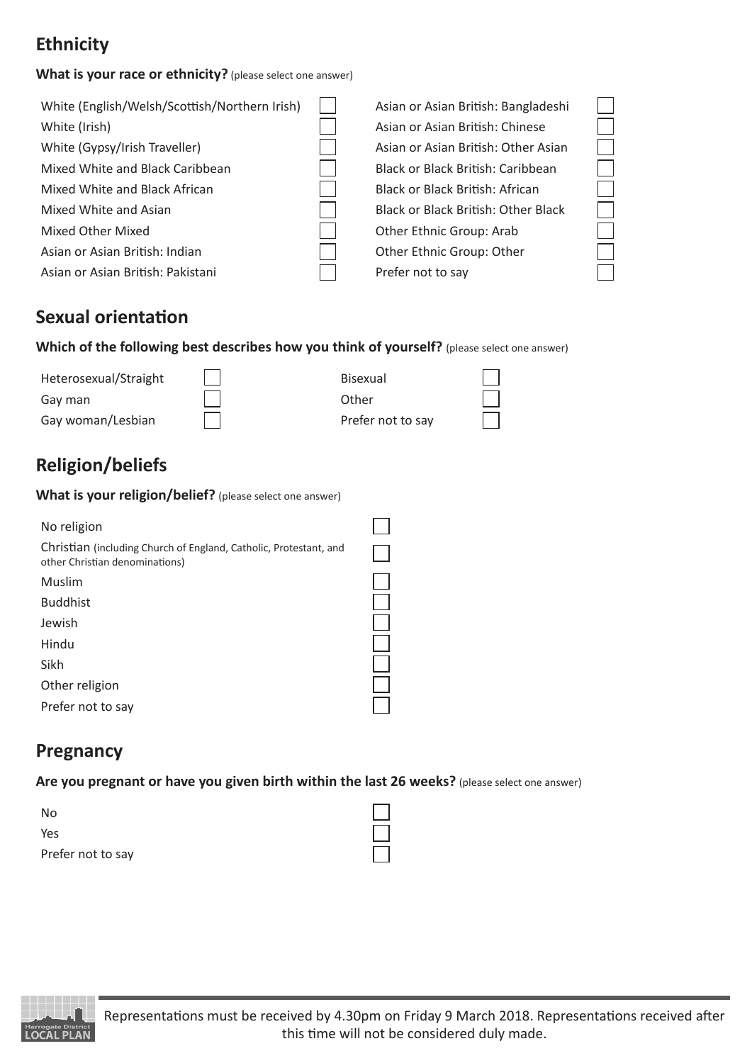## Ethnicity

**What is your race or ethnicity?** (please select one answer)

- White (English/Welsh/Scottish/Northern Irish) ☐
- White (Irish) ☐
- White (Gypsy/Irish Traveller) ☐
- Mixed White and Black Caribbean ☐
- Mixed White and Black African ☐
- Mixed White and Asian ☐
- Mixed Other Mixed ☐
- Asian or Asian British: Indian ☐
- Asian or Asian British: Pakistani ☐
- Asian or Asian British: Bangladeshi ☐
- Asian or Asian British: Chinese ☐
- Asian or Asian British: Other Asian ☐
- Black or Black British: Caribbean ☐
- Black or Black British: African ☐
- Black or Black British: Other Black ☐
- Other Ethnic Group: Arab ☐
- Other Ethnic Group: Other ☐
- Prefer not to say ☐

## Sexual orientation

**Which of the following best describes how you think of yourself?** (please select one answer)

- Heterosexual/Straight ☐
- Gay man ☐
- Gay woman/Lesbian ☐
- Bisexual ☐
- Other ☐
- Prefer not to say ☐

## Religion/beliefs

**What is your religion/belief?** (please select one answer)

- No religion ☐
- Christian (including Church of England, Catholic, Protestant, and other Christian denominations) ☐
- Muslim ☐
- Buddhist ☐
- Jewish ☐
- Hindu ☐
- Sikh ☐
- Other religion ☐
- Prefer not to say ☐

## Pregnancy

**Are you pregnant or have you given birth within the last 26 weeks?** (please select one answer)

- No ☐
- Yes ☐
- Prefer not to say ☐

Representations must be received by 4.30pm on Friday 9 March 2018. Representations received after this time will not be considered duly made.